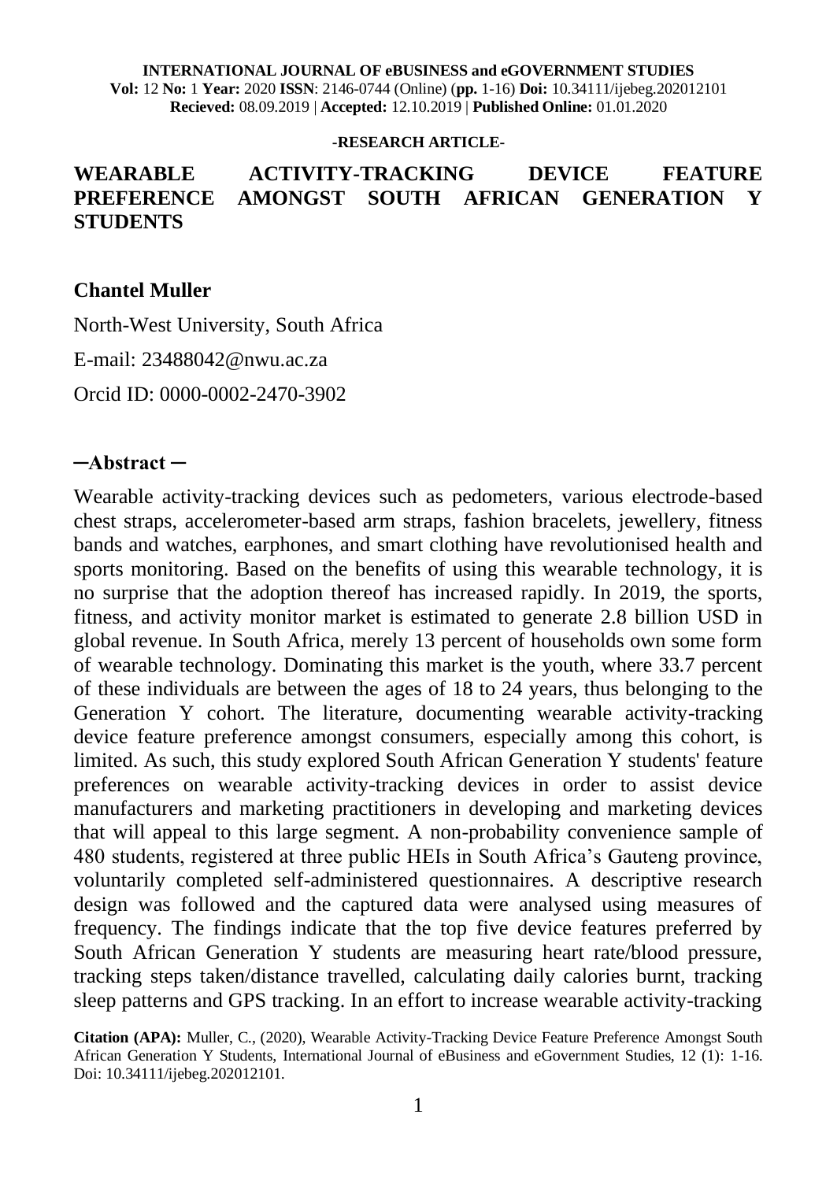**INTERNATIONAL JOURNAL OF eBUSINESS and eGOVERNMENT STUDIES**
**Vol:** 12 **No:** 1 **Year:** 2020 **ISSN**: 2146-0744 (Online) (**pp.** 1-16) **Doi:** 10.34111/ijebeg.202012101
**Recieved:** 08.09.2019 | **Accepted:** 12.10.2019 | **Published Online:** 01.01.2020

**-RESEARCH ARTICLE-**

# WEARABLE ACTIVITY-TRACKING DEVICE FEATURE PREFERENCE AMONGST SOUTH AFRICAN GENERATION Y STUDENTS

**Chantel Muller**

North-West University, South Africa

E-mail: 23488042@nwu.ac.za

Orcid ID: 0000-0002-2470-3902

## ─Abstract ─

Wearable activity-tracking devices such as pedometers, various electrode-based chest straps, accelerometer-based arm straps, fashion bracelets, jewellery, fitness bands and watches, earphones, and smart clothing have revolutionised health and sports monitoring. Based on the benefits of using this wearable technology, it is no surprise that the adoption thereof has increased rapidly. In 2019, the sports, fitness, and activity monitor market is estimated to generate 2.8 billion USD in global revenue. In South Africa, merely 13 percent of households own some form of wearable technology. Dominating this market is the youth, where 33.7 percent of these individuals are between the ages of 18 to 24 years, thus belonging to the Generation Y cohort. The literature, documenting wearable activity-tracking device feature preference amongst consumers, especially among this cohort, is limited. As such, this study explored South African Generation Y students' feature preferences on wearable activity-tracking devices in order to assist device manufacturers and marketing practitioners in developing and marketing devices that will appeal to this large segment. A non-probability convenience sample of 480 students, registered at three public HEIs in South Africa's Gauteng province, voluntarily completed self-administered questionnaires. A descriptive research design was followed and the captured data were analysed using measures of frequency. The findings indicate that the top five device features preferred by South African Generation Y students are measuring heart rate/blood pressure, tracking steps taken/distance travelled, calculating daily calories burnt, tracking sleep patterns and GPS tracking. In an effort to increase wearable activity-tracking

**Citation (APA):** Muller, C., (2020), Wearable Activity-Tracking Device Feature Preference Amongst South African Generation Y Students, International Journal of eBusiness and eGovernment Studies, 12 (1): 1-16. Doi: 10.34111/ijebeg.202012101.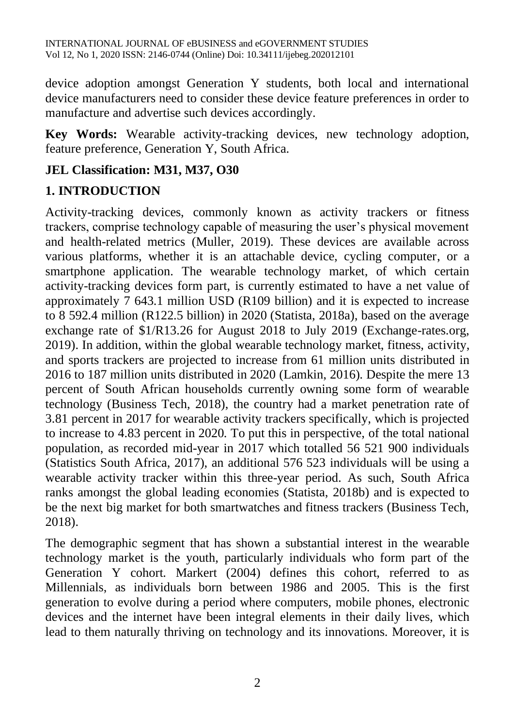device adoption amongst Generation Y students, both local and international device manufacturers need to consider these device feature preferences in order to manufacture and advertise such devices accordingly.

**Key Words:** Wearable activity-tracking devices, new technology adoption, feature preference, Generation Y, South Africa.

**JEL Classification: M31, M37, O30**

## 1. INTRODUCTION

Activity-tracking devices, commonly known as activity trackers or fitness trackers, comprise technology capable of measuring the user's physical movement and health-related metrics (Muller, 2019). These devices are available across various platforms, whether it is an attachable device, cycling computer, or a smartphone application. The wearable technology market, of which certain activity-tracking devices form part, is currently estimated to have a net value of approximately 7 643.1 million USD (R109 billion) and it is expected to increase to 8 592.4 million (R122.5 billion) in 2020 (Statista, 2018a), based on the average exchange rate of \$1/R13.26 for August 2018 to July 2019 (Exchange-rates.org, 2019). In addition, within the global wearable technology market, fitness, activity, and sports trackers are projected to increase from 61 million units distributed in 2016 to 187 million units distributed in 2020 (Lamkin, 2016). Despite the mere 13 percent of South African households currently owning some form of wearable technology (Business Tech, 2018), the country had a market penetration rate of 3.81 percent in 2017 for wearable activity trackers specifically, which is projected to increase to 4.83 percent in 2020. To put this in perspective, of the total national population, as recorded mid-year in 2017 which totalled 56 521 900 individuals (Statistics South Africa, 2017), an additional 576 523 individuals will be using a wearable activity tracker within this three-year period. As such, South Africa ranks amongst the global leading economies (Statista, 2018b) and is expected to be the next big market for both smartwatches and fitness trackers (Business Tech, 2018).

The demographic segment that has shown a substantial interest in the wearable technology market is the youth, particularly individuals who form part of the Generation Y cohort. Markert (2004) defines this cohort, referred to as Millennials, as individuals born between 1986 and 2005. This is the first generation to evolve during a period where computers, mobile phones, electronic devices and the internet have been integral elements in their daily lives, which lead to them naturally thriving on technology and its innovations. Moreover, it is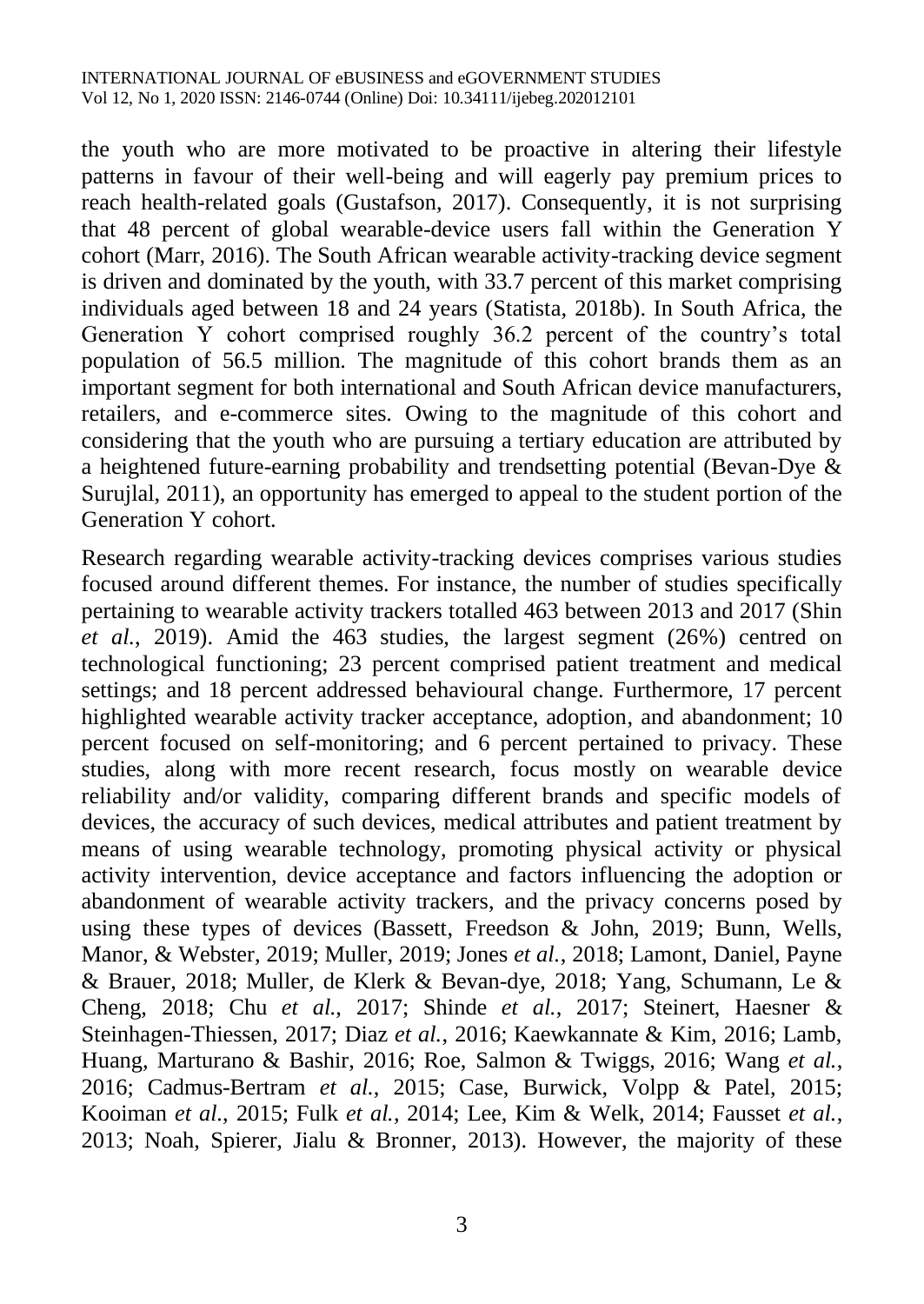the youth who are more motivated to be proactive in altering their lifestyle patterns in favour of their well-being and will eagerly pay premium prices to reach health-related goals (Gustafson, 2017). Consequently, it is not surprising that 48 percent of global wearable-device users fall within the Generation Y cohort (Marr, 2016). The South African wearable activity-tracking device segment is driven and dominated by the youth, with 33.7 percent of this market comprising individuals aged between 18 and 24 years (Statista, 2018b). In South Africa, the Generation Y cohort comprised roughly 36.2 percent of the country's total population of 56.5 million. The magnitude of this cohort brands them as an important segment for both international and South African device manufacturers, retailers, and e-commerce sites. Owing to the magnitude of this cohort and considering that the youth who are pursuing a tertiary education are attributed by a heightened future-earning probability and trendsetting potential (Bevan-Dye & Surujlal, 2011), an opportunity has emerged to appeal to the student portion of the Generation Y cohort.

Research regarding wearable activity-tracking devices comprises various studies focused around different themes. For instance, the number of studies specifically pertaining to wearable activity trackers totalled 463 between 2013 and 2017 (Shin *et al.*, 2019). Amid the 463 studies, the largest segment (26%) centred on technological functioning; 23 percent comprised patient treatment and medical settings; and 18 percent addressed behavioural change. Furthermore, 17 percent highlighted wearable activity tracker acceptance, adoption, and abandonment; 10 percent focused on self-monitoring; and 6 percent pertained to privacy. These studies, along with more recent research, focus mostly on wearable device reliability and/or validity, comparing different brands and specific models of devices, the accuracy of such devices, medical attributes and patient treatment by means of using wearable technology, promoting physical activity or physical activity intervention, device acceptance and factors influencing the adoption or abandonment of wearable activity trackers, and the privacy concerns posed by using these types of devices (Bassett, Freedson & John, 2019; Bunn, Wells, Manor, & Webster, 2019; Muller, 2019; Jones *et al.*, 2018; Lamont, Daniel, Payne & Brauer, 2018; Muller, de Klerk & Bevan-dye, 2018; Yang, Schumann, Le & Cheng, 2018; Chu *et al.*, 2017; Shinde *et al.*, 2017; Steinert, Haesner & Steinhagen-Thiessen, 2017; Diaz *et al.*, 2016; Kaewkannate & Kim, 2016; Lamb, Huang, Marturano & Bashir, 2016; Roe, Salmon & Twiggs, 2016; Wang *et al.*, 2016; Cadmus-Bertram *et al.*, 2015; Case, Burwick, Volpp & Patel, 2015; Kooiman *et al.*, 2015; Fulk *et al.*, 2014; Lee, Kim & Welk, 2014; Fausset *et al.*, 2013; Noah, Spierer, Jialu & Bronner, 2013). However, the majority of these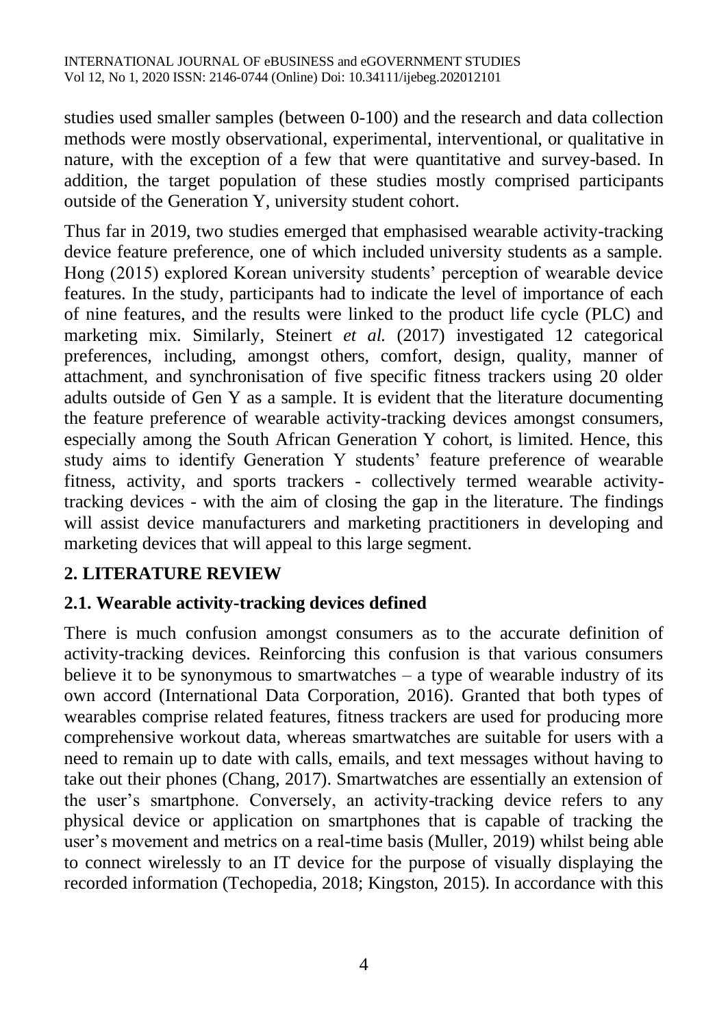studies used smaller samples (between 0-100) and the research and data collection methods were mostly observational, experimental, interventional, or qualitative in nature, with the exception of a few that were quantitative and survey-based. In addition, the target population of these studies mostly comprised participants outside of the Generation Y, university student cohort.

Thus far in 2019, two studies emerged that emphasised wearable activity-tracking device feature preference, one of which included university students as a sample. Hong (2015) explored Korean university students' perception of wearable device features. In the study, participants had to indicate the level of importance of each of nine features, and the results were linked to the product life cycle (PLC) and marketing mix. Similarly, Steinert *et al.* (2017) investigated 12 categorical preferences, including, amongst others, comfort, design, quality, manner of attachment, and synchronisation of five specific fitness trackers using 20 older adults outside of Gen Y as a sample. It is evident that the literature documenting the feature preference of wearable activity-tracking devices amongst consumers, especially among the South African Generation Y cohort, is limited. Hence, this study aims to identify Generation Y students' feature preference of wearable fitness, activity, and sports trackers - collectively termed wearable activity-tracking devices - with the aim of closing the gap in the literature. The findings will assist device manufacturers and marketing practitioners in developing and marketing devices that will appeal to this large segment.

## 2. LITERATURE REVIEW

### 2.1. Wearable activity-tracking devices defined

There is much confusion amongst consumers as to the accurate definition of activity-tracking devices. Reinforcing this confusion is that various consumers believe it to be synonymous to smartwatches – a type of wearable industry of its own accord (International Data Corporation, 2016). Granted that both types of wearables comprise related features, fitness trackers are used for producing more comprehensive workout data, whereas smartwatches are suitable for users with a need to remain up to date with calls, emails, and text messages without having to take out their phones (Chang, 2017). Smartwatches are essentially an extension of the user's smartphone. Conversely, an activity-tracking device refers to any physical device or application on smartphones that is capable of tracking the user's movement and metrics on a real-time basis (Muller, 2019) whilst being able to connect wirelessly to an IT device for the purpose of visually displaying the recorded information (Techopedia, 2018; Kingston, 2015). In accordance with this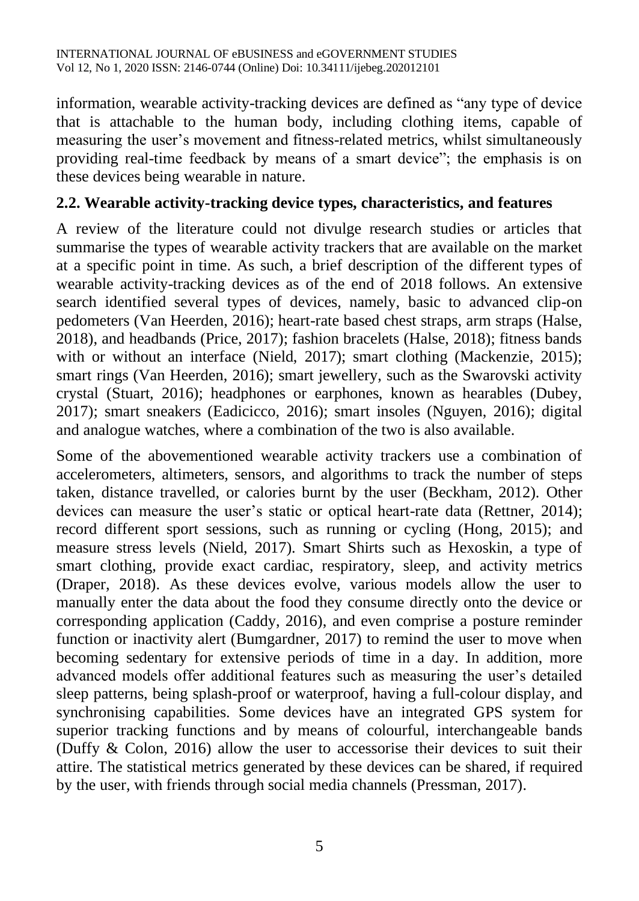information, wearable activity-tracking devices are defined as "any type of device that is attachable to the human body, including clothing items, capable of measuring the user's movement and fitness-related metrics, whilst simultaneously providing real-time feedback by means of a smart device"; the emphasis is on these devices being wearable in nature.

## 2.2. Wearable activity-tracking device types, characteristics, and features

A review of the literature could not divulge research studies or articles that summarise the types of wearable activity trackers that are available on the market at a specific point in time. As such, a brief description of the different types of wearable activity-tracking devices as of the end of 2018 follows. An extensive search identified several types of devices, namely, basic to advanced clip-on pedometers (Van Heerden, 2016); heart-rate based chest straps, arm straps (Halse, 2018), and headbands (Price, 2017); fashion bracelets (Halse, 2018); fitness bands with or without an interface (Nield, 2017); smart clothing (Mackenzie, 2015); smart rings (Van Heerden, 2016); smart jewellery, such as the Swarovski activity crystal (Stuart, 2016); headphones or earphones, known as hearables (Dubey, 2017); smart sneakers (Eadicicco, 2016); smart insoles (Nguyen, 2016); digital and analogue watches, where a combination of the two is also available.

Some of the abovementioned wearable activity trackers use a combination of accelerometers, altimeters, sensors, and algorithms to track the number of steps taken, distance travelled, or calories burnt by the user (Beckham, 2012). Other devices can measure the user's static or optical heart-rate data (Rettner, 2014); record different sport sessions, such as running or cycling (Hong, 2015); and measure stress levels (Nield, 2017). Smart Shirts such as Hexoskin, a type of smart clothing, provide exact cardiac, respiratory, sleep, and activity metrics (Draper, 2018). As these devices evolve, various models allow the user to manually enter the data about the food they consume directly onto the device or corresponding application (Caddy, 2016), and even comprise a posture reminder function or inactivity alert (Bumgardner, 2017) to remind the user to move when becoming sedentary for extensive periods of time in a day. In addition, more advanced models offer additional features such as measuring the user's detailed sleep patterns, being splash-proof or waterproof, having a full-colour display, and synchronising capabilities. Some devices have an integrated GPS system for superior tracking functions and by means of colourful, interchangeable bands (Duffy & Colon, 2016) allow the user to accessorise their devices to suit their attire. The statistical metrics generated by these devices can be shared, if required by the user, with friends through social media channels (Pressman, 2017).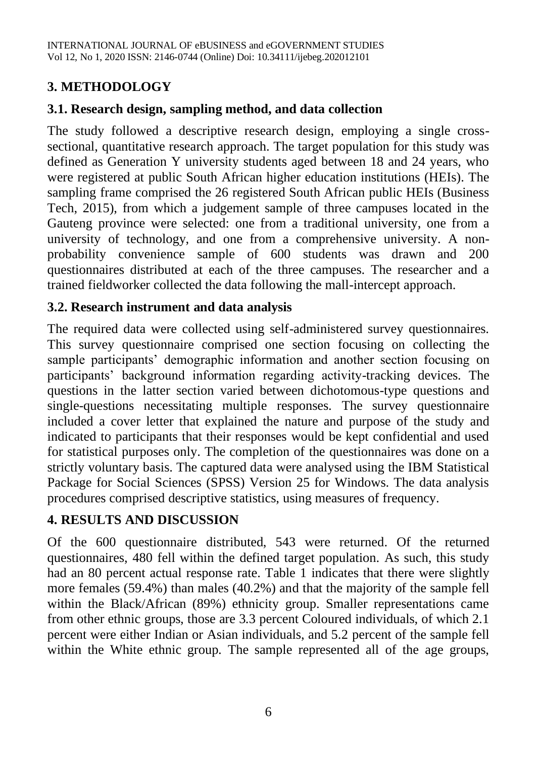## 3. METHODOLOGY

### 3.1. Research design, sampling method, and data collection

The study followed a descriptive research design, employing a single cross-sectional, quantitative research approach. The target population for this study was defined as Generation Y university students aged between 18 and 24 years, who were registered at public South African higher education institutions (HEIs). The sampling frame comprised the 26 registered South African public HEIs (Business Tech, 2015), from which a judgement sample of three campuses located in the Gauteng province were selected: one from a traditional university, one from a university of technology, and one from a comprehensive university. A non-probability convenience sample of 600 students was drawn and 200 questionnaires distributed at each of the three campuses. The researcher and a trained fieldworker collected the data following the mall-intercept approach.

### 3.2. Research instrument and data analysis

The required data were collected using self-administered survey questionnaires. This survey questionnaire comprised one section focusing on collecting the sample participants' demographic information and another section focusing on participants' background information regarding activity-tracking devices. The questions in the latter section varied between dichotomous-type questions and single-questions necessitating multiple responses. The survey questionnaire included a cover letter that explained the nature and purpose of the study and indicated to participants that their responses would be kept confidential and used for statistical purposes only. The completion of the questionnaires was done on a strictly voluntary basis. The captured data were analysed using the IBM Statistical Package for Social Sciences (SPSS) Version 25 for Windows. The data analysis procedures comprised descriptive statistics, using measures of frequency.

## 4. RESULTS AND DISCUSSION

Of the 600 questionnaire distributed, 543 were returned. Of the returned questionnaires, 480 fell within the defined target population. As such, this study had an 80 percent actual response rate. Table 1 indicates that there were slightly more females (59.4%) than males (40.2%) and that the majority of the sample fell within the Black/African (89%) ethnicity group. Smaller representations came from other ethnic groups, those are 3.3 percent Coloured individuals, of which 2.1 percent were either Indian or Asian individuals, and 5.2 percent of the sample fell within the White ethnic group. The sample represented all of the age groups,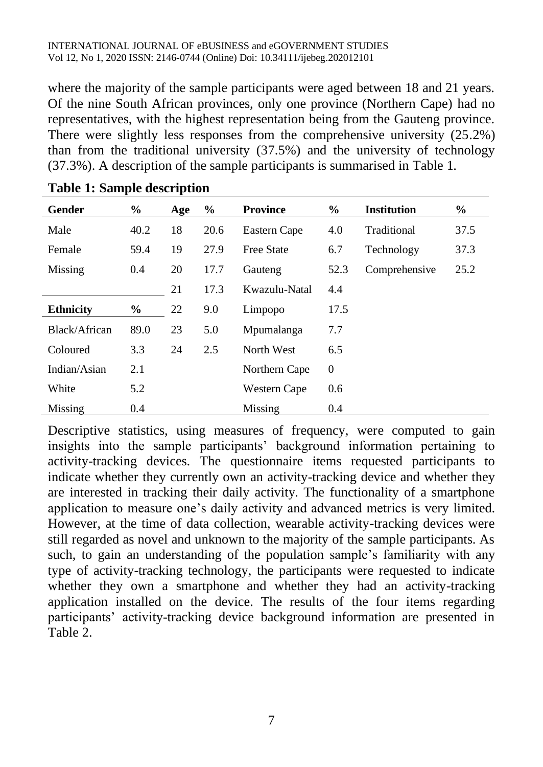where the majority of the sample participants were aged between 18 and 21 years. Of the nine South African provinces, only one province (Northern Cape) had no representatives, with the highest representation being from the Gauteng province. There were slightly less responses from the comprehensive university (25.2%) than from the traditional university (37.5%) and the university of technology (37.3%). A description of the sample participants is summarised in Table 1.

**Table 1: Sample description**

| Gender | % | Age | % | Province | % | Institution | % |
|---|---|---|---|---|---|---|---|
| Male | 40.2 | 18 | 20.6 | Eastern Cape | 4.0 | Traditional | 37.5 |
| Female | 59.4 | 19 | 27.9 | Free State | 6.7 | Technology | 37.3 |
| Missing | 0.4 | 20 | 17.7 | Gauteng | 52.3 | Comprehensive | 25.2 |
| | | 21 | 17.3 | Kwazulu-Natal | 4.4 | | |
| **Ethnicity** | **%** | 22 | 9.0 | Limpopo | 17.5 | | |
| Black/African | 89.0 | 23 | 5.0 | Mpumalanga | 7.7 | | |
| Coloured | 3.3 | 24 | 2.5 | North West | 6.5 | | |
| Indian/Asian | 2.1 | | | Northern Cape | 0 | | |
| White | 5.2 | | | Western Cape | 0.6 | | |
| Missing | 0.4 | | | Missing | 0.4 | | |

Descriptive statistics, using measures of frequency, were computed to gain insights into the sample participants' background information pertaining to activity-tracking devices. The questionnaire items requested participants to indicate whether they currently own an activity-tracking device and whether they are interested in tracking their daily activity. The functionality of a smartphone application to measure one's daily activity and advanced metrics is very limited. However, at the time of data collection, wearable activity-tracking devices were still regarded as novel and unknown to the majority of the sample participants. As such, to gain an understanding of the population sample's familiarity with any type of activity-tracking technology, the participants were requested to indicate whether they own a smartphone and whether they had an activity-tracking application installed on the device. The results of the four items regarding participants' activity-tracking device background information are presented in Table 2.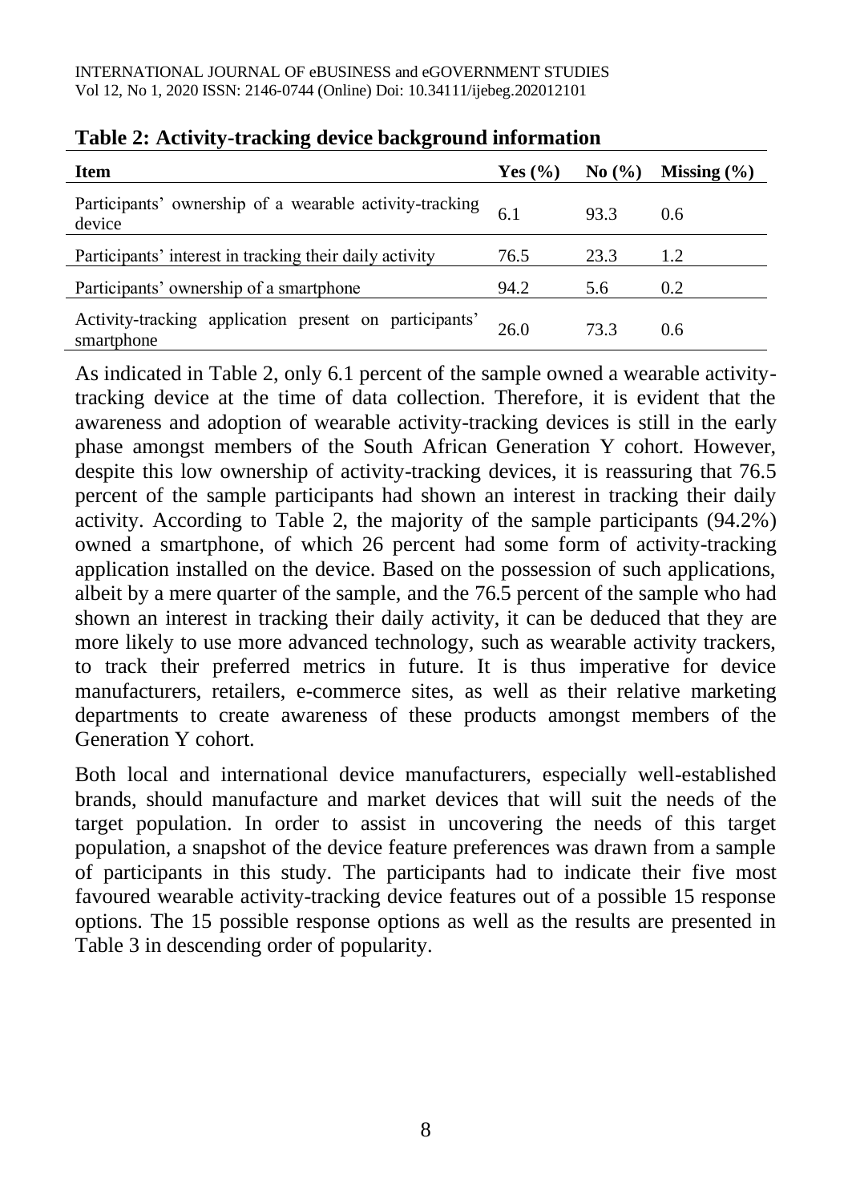**Table 2: Activity-tracking device background information**

| Item | Yes (%) | No (%) | Missing (%) |
|---|---|---|---|
| Participants' ownership of a wearable activity-tracking device | 6.1 | 93.3 | 0.6 |
| Participants' interest in tracking their daily activity | 76.5 | 23.3 | 1.2 |
| Participants' ownership of a smartphone | 94.2 | 5.6 | 0.2 |
| Activity-tracking application present on participants' smartphone | 26.0 | 73.3 | 0.6 |

As indicated in Table 2, only 6.1 percent of the sample owned a wearable activity-tracking device at the time of data collection. Therefore, it is evident that the awareness and adoption of wearable activity-tracking devices is still in the early phase amongst members of the South African Generation Y cohort. However, despite this low ownership of activity-tracking devices, it is reassuring that 76.5 percent of the sample participants had shown an interest in tracking their daily activity. According to Table 2, the majority of the sample participants (94.2%) owned a smartphone, of which 26 percent had some form of activity-tracking application installed on the device. Based on the possession of such applications, albeit by a mere quarter of the sample, and the 76.5 percent of the sample who had shown an interest in tracking their daily activity, it can be deduced that they are more likely to use more advanced technology, such as wearable activity trackers, to track their preferred metrics in future. It is thus imperative for device manufacturers, retailers, e-commerce sites, as well as their relative marketing departments to create awareness of these products amongst members of the Generation Y cohort.

Both local and international device manufacturers, especially well-established brands, should manufacture and market devices that will suit the needs of the target population. In order to assist in uncovering the needs of this target population, a snapshot of the device feature preferences was drawn from a sample of participants in this study. The participants had to indicate their five most favoured wearable activity-tracking device features out of a possible 15 response options. The 15 possible response options as well as the results are presented in Table 3 in descending order of popularity.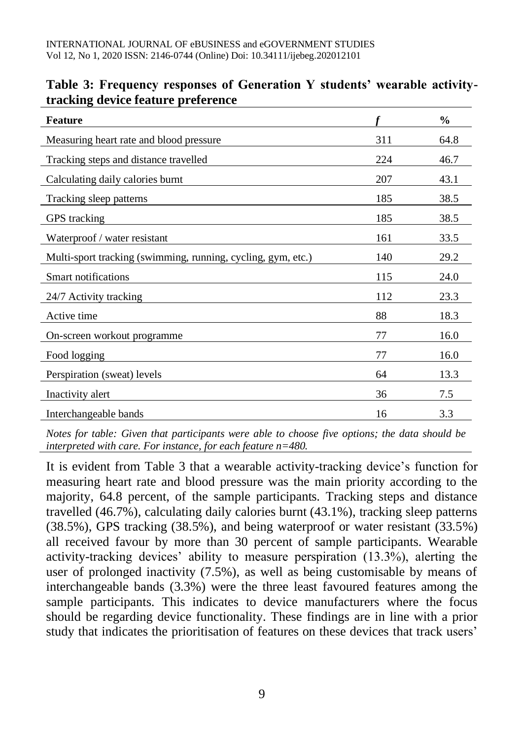**Table 3: Frequency responses of Generation Y students' wearable activity-tracking device feature preference**

| Feature | *f* | % |
|---|---|---|
| Measuring heart rate and blood pressure | 311 | 64.8 |
| Tracking steps and distance travelled | 224 | 46.7 |
| Calculating daily calories burnt | 207 | 43.1 |
| Tracking sleep patterns | 185 | 38.5 |
| GPS tracking | 185 | 38.5 |
| Waterproof / water resistant | 161 | 33.5 |
| Multi-sport tracking (swimming, running, cycling, gym, etc.) | 140 | 29.2 |
| Smart notifications | 115 | 24.0 |
| 24/7 Activity tracking | 112 | 23.3 |
| Active time | 88 | 18.3 |
| On-screen workout programme | 77 | 16.0 |
| Food logging | 77 | 16.0 |
| Perspiration (sweat) levels | 64 | 13.3 |
| Inactivity alert | 36 | 7.5 |
| Interchangeable bands | 16 | 3.3 |

*Notes for table: Given that participants were able to choose five options; the data should be interpreted with care. For instance, for each feature n=480.*

It is evident from Table 3 that a wearable activity-tracking device's function for measuring heart rate and blood pressure was the main priority according to the majority, 64.8 percent, of the sample participants. Tracking steps and distance travelled (46.7%), calculating daily calories burnt (43.1%), tracking sleep patterns (38.5%), GPS tracking (38.5%), and being waterproof or water resistant (33.5%) all received favour by more than 30 percent of sample participants. Wearable activity-tracking devices' ability to measure perspiration (13.3%), alerting the user of prolonged inactivity (7.5%), as well as being customisable by means of interchangeable bands (3.3%) were the three least favoured features among the sample participants. This indicates to device manufacturers where the focus should be regarding device functionality. These findings are in line with a prior study that indicates the prioritisation of features on these devices that track users'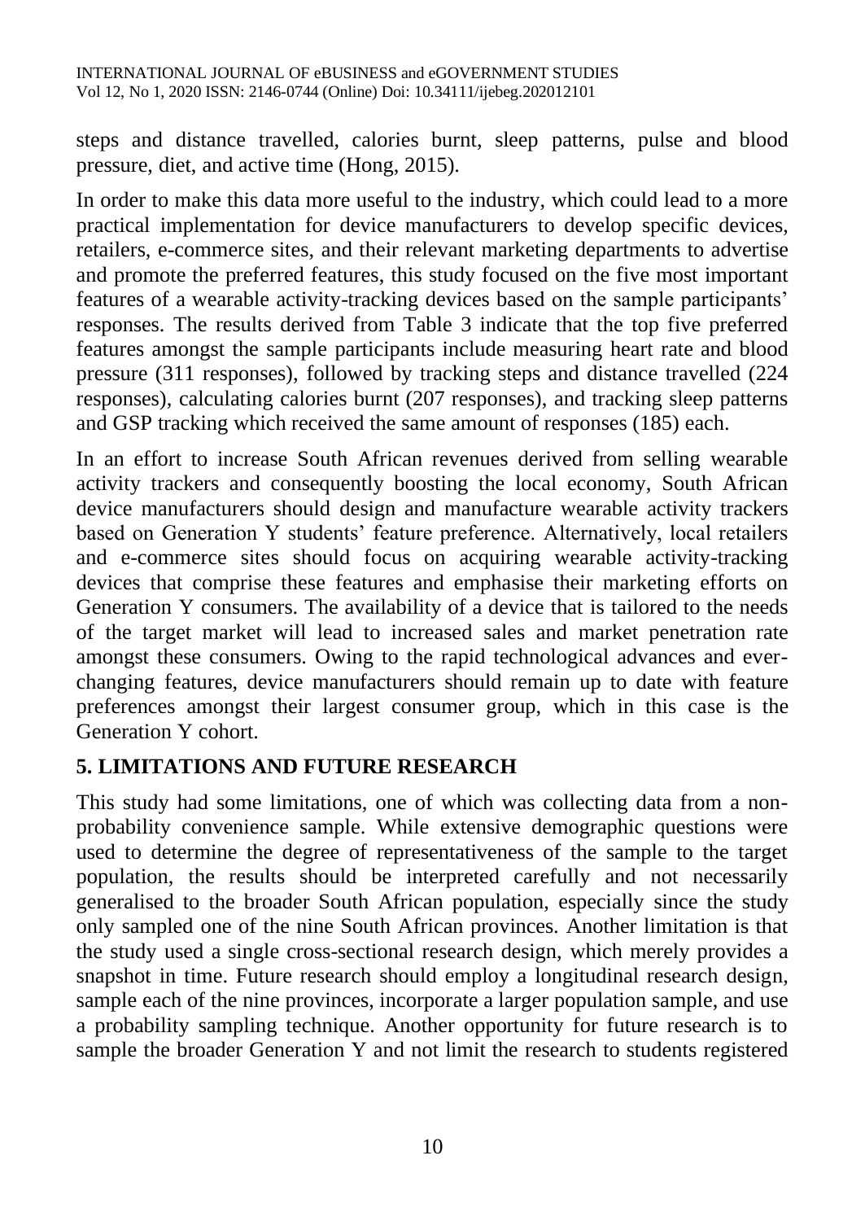steps and distance travelled, calories burnt, sleep patterns, pulse and blood pressure, diet, and active time (Hong, 2015).

In order to make this data more useful to the industry, which could lead to a more practical implementation for device manufacturers to develop specific devices, retailers, e-commerce sites, and their relevant marketing departments to advertise and promote the preferred features, this study focused on the five most important features of a wearable activity-tracking devices based on the sample participants' responses. The results derived from Table 3 indicate that the top five preferred features amongst the sample participants include measuring heart rate and blood pressure (311 responses), followed by tracking steps and distance travelled (224 responses), calculating calories burnt (207 responses), and tracking sleep patterns and GSP tracking which received the same amount of responses (185) each.

In an effort to increase South African revenues derived from selling wearable activity trackers and consequently boosting the local economy, South African device manufacturers should design and manufacture wearable activity trackers based on Generation Y students' feature preference. Alternatively, local retailers and e-commerce sites should focus on acquiring wearable activity-tracking devices that comprise these features and emphasise their marketing efforts on Generation Y consumers. The availability of a device that is tailored to the needs of the target market will lead to increased sales and market penetration rate amongst these consumers. Owing to the rapid technological advances and ever-changing features, device manufacturers should remain up to date with feature preferences amongst their largest consumer group, which in this case is the Generation Y cohort.

## 5. LIMITATIONS AND FUTURE RESEARCH

This study had some limitations, one of which was collecting data from a non-probability convenience sample. While extensive demographic questions were used to determine the degree of representativeness of the sample to the target population, the results should be interpreted carefully and not necessarily generalised to the broader South African population, especially since the study only sampled one of the nine South African provinces. Another limitation is that the study used a single cross-sectional research design, which merely provides a snapshot in time. Future research should employ a longitudinal research design, sample each of the nine provinces, incorporate a larger population sample, and use a probability sampling technique. Another opportunity for future research is to sample the broader Generation Y and not limit the research to students registered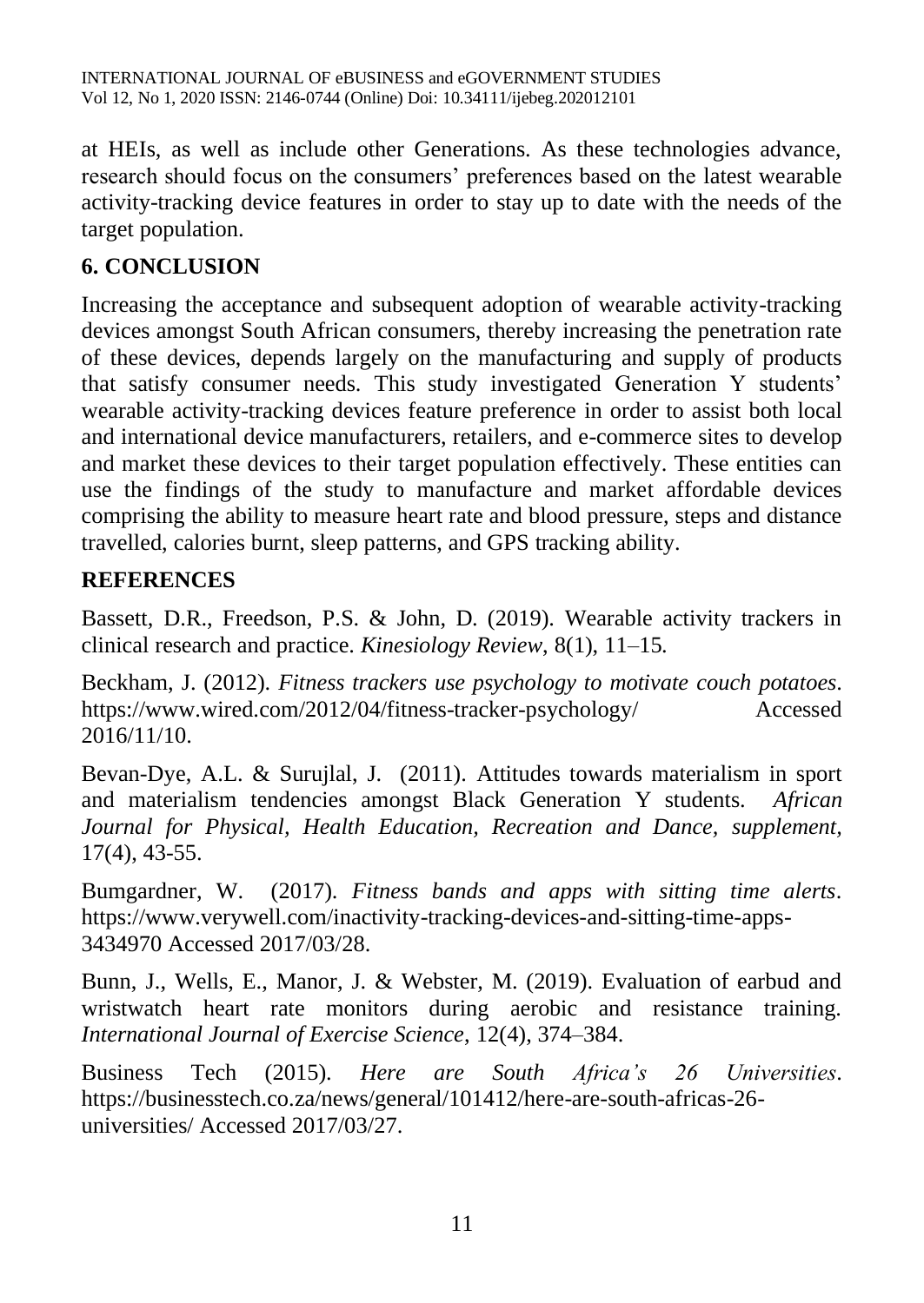at HEIs, as well as include other Generations. As these technologies advance, research should focus on the consumers' preferences based on the latest wearable activity-tracking device features in order to stay up to date with the needs of the target population.

## 6. CONCLUSION

Increasing the acceptance and subsequent adoption of wearable activity-tracking devices amongst South African consumers, thereby increasing the penetration rate of these devices, depends largely on the manufacturing and supply of products that satisfy consumer needs. This study investigated Generation Y students' wearable activity-tracking devices feature preference in order to assist both local and international device manufacturers, retailers, and e-commerce sites to develop and market these devices to their target population effectively. These entities can use the findings of the study to manufacture and market affordable devices comprising the ability to measure heart rate and blood pressure, steps and distance travelled, calories burnt, sleep patterns, and GPS tracking ability.

## REFERENCES

Bassett, D.R., Freedson, P.S. & John, D. (2019). Wearable activity trackers in clinical research and practice. *Kinesiology Review*, 8(1), 11–15.

Beckham, J. (2012). *Fitness trackers use psychology to motivate couch potatoes*. https://www.wired.com/2012/04/fitness-tracker-psychology/ Accessed 2016/11/10.

Bevan-Dye, A.L. & Surujlal, J. (2011). Attitudes towards materialism in sport and materialism tendencies amongst Black Generation Y students. *African Journal for Physical, Health Education, Recreation and Dance, supplement,* 17(4), 43-55.

Bumgardner, W. (2017). *Fitness bands and apps with sitting time alerts*. https://www.verywell.com/inactivity-tracking-devices-and-sitting-time-apps-3434970 Accessed 2017/03/28.

Bunn, J., Wells, E., Manor, J. & Webster, M. (2019). Evaluation of earbud and wristwatch heart rate monitors during aerobic and resistance training. *International Journal of Exercise Science*, 12(4), 374–384.

Business Tech (2015). *Here are South Africa's 26 Universities*. https://businesstech.co.za/news/general/101412/here-are-south-africas-26-universities/ Accessed 2017/03/27.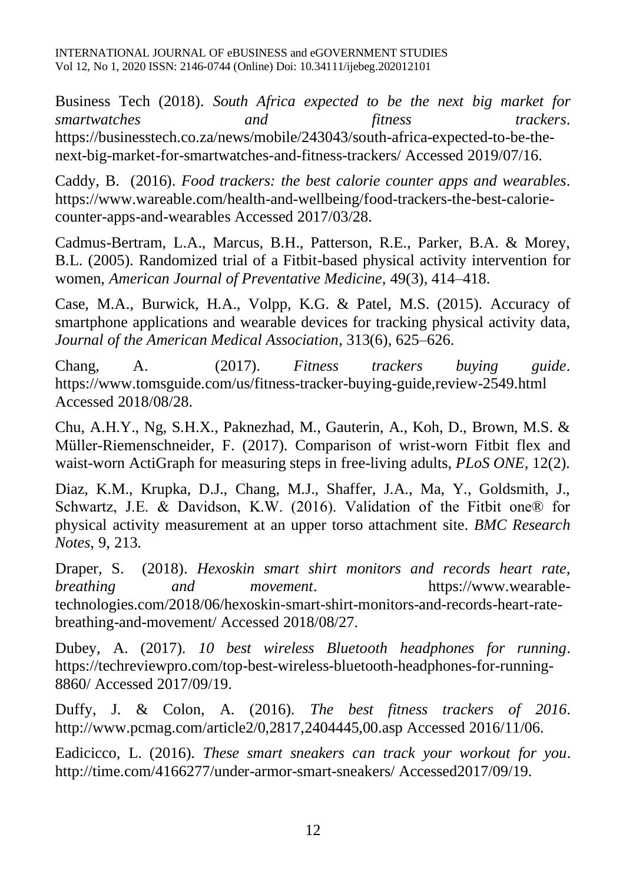Business Tech (2018). *South Africa expected to be the next big market for smartwatches and fitness trackers*. https://businesstech.co.za/news/mobile/243043/south-africa-expected-to-be-the-next-big-market-for-smartwatches-and-fitness-trackers/ Accessed 2019/07/16.

Caddy, B. (2016). *Food trackers: the best calorie counter apps and wearables*. https://www.wareable.com/health-and-wellbeing/food-trackers-the-best-calorie-counter-apps-and-wearables Accessed 2017/03/28.

Cadmus-Bertram, L.A., Marcus, B.H., Patterson, R.E., Parker, B.A. & Morey, B.L. (2005). Randomized trial of a Fitbit-based physical activity intervention for women, *American Journal of Preventative Medicine*, 49(3), 414–418.

Case, M.A., Burwick, H.A., Volpp, K.G. & Patel, M.S. (2015). Accuracy of smartphone applications and wearable devices for tracking physical activity data, *Journal of the American Medical Association*, 313(6), 625–626.

Chang, A. (2017). *Fitness trackers buying guide*. https://www.tomsguide.com/us/fitness-tracker-buying-guide,review-2549.html Accessed 2018/08/28.

Chu, A.H.Y., Ng, S.H.X., Paknezhad, M., Gauterin, A., Koh, D., Brown, M.S. & Müller-Riemenschneider, F. (2017). Comparison of wrist-worn Fitbit flex and waist-worn ActiGraph for measuring steps in free-living adults, *PLoS ONE*, 12(2).

Diaz, K.M., Krupka, D.J., Chang, M.J., Shaffer, J.A., Ma, Y., Goldsmith, J., Schwartz, J.E. & Davidson, K.W. (2016). Validation of the Fitbit one® for physical activity measurement at an upper torso attachment site. *BMC Research Notes*, 9, 213.

Draper, S. (2018). *Hexoskin smart shirt monitors and records heart rate, breathing and movement*. https://www.wearable-technologies.com/2018/06/hexoskin-smart-shirt-monitors-and-records-heart-rate-breathing-and-movement/ Accessed 2018/08/27.

Dubey, A. (2017). *10 best wireless Bluetooth headphones for running*. https://techreviewpro.com/top-best-wireless-bluetooth-headphones-for-running-8860/ Accessed 2017/09/19.

Duffy, J. & Colon, A. (2016). *The best fitness trackers of 2016*. http://www.pcmag.com/article2/0,2817,2404445,00.asp Accessed 2016/11/06.

Eadicicco, L. (2016). *These smart sneakers can track your workout for you*. http://time.com/4166277/under-armor-smart-sneakers/ Accessed2017/09/19.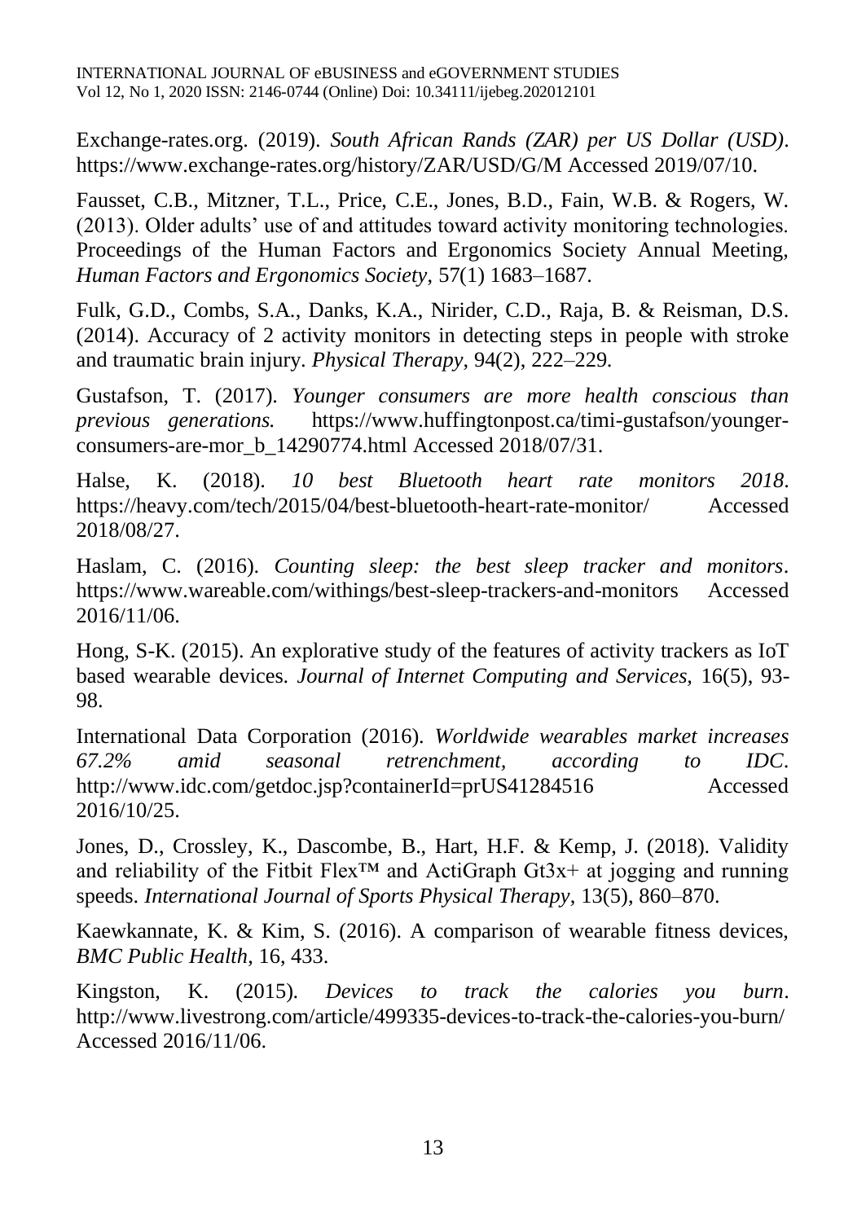Exchange-rates.org. (2019). *South African Rands (ZAR) per US Dollar (USD)*. https://www.exchange-rates.org/history/ZAR/USD/G/M Accessed 2019/07/10.

Fausset, C.B., Mitzner, T.L., Price, C.E., Jones, B.D., Fain, W.B. & Rogers, W. (2013). Older adults' use of and attitudes toward activity monitoring technologies. Proceedings of the Human Factors and Ergonomics Society Annual Meeting, *Human Factors and Ergonomics Society*, 57(1) 1683–1687.

Fulk, G.D., Combs, S.A., Danks, K.A., Nirider, C.D., Raja, B. & Reisman, D.S. (2014). Accuracy of 2 activity monitors in detecting steps in people with stroke and traumatic brain injury. *Physical Therapy*, 94(2), 222–229.

Gustafson, T. (2017). *Younger consumers are more health conscious than previous generations.* https://www.huffingtonpost.ca/timi-gustafson/younger-consumers-are-mor_b_14290774.html Accessed 2018/07/31.

Halse, K. (2018). *10 best Bluetooth heart rate monitors 2018*. https://heavy.com/tech/2015/04/best-bluetooth-heart-rate-monitor/ Accessed 2018/08/27.

Haslam, C. (2016). *Counting sleep: the best sleep tracker and monitors*. https://www.wareable.com/withings/best-sleep-trackers-and-monitors Accessed 2016/11/06.

Hong, S-K. (2015). An explorative study of the features of activity trackers as IoT based wearable devices. *Journal of Internet Computing and Services*, 16(5), 93-98.

International Data Corporation (2016). *Worldwide wearables market increases 67.2% amid seasonal retrenchment, according to IDC*. http://www.idc.com/getdoc.jsp?containerId=prUS41284516 Accessed 2016/10/25.

Jones, D., Crossley, K., Dascombe, B., Hart, H.F. & Kemp, J. (2018). Validity and reliability of the Fitbit Flex™ and ActiGraph Gt3x+ at jogging and running speeds. *International Journal of Sports Physical Therapy*, 13(5), 860–870.

Kaewkannate, K. & Kim, S. (2016). A comparison of wearable fitness devices, *BMC Public Health*, 16, 433.

Kingston, K. (2015). *Devices to track the calories you burn*. http://www.livestrong.com/article/499335-devices-to-track-the-calories-you-burn/ Accessed 2016/11/06.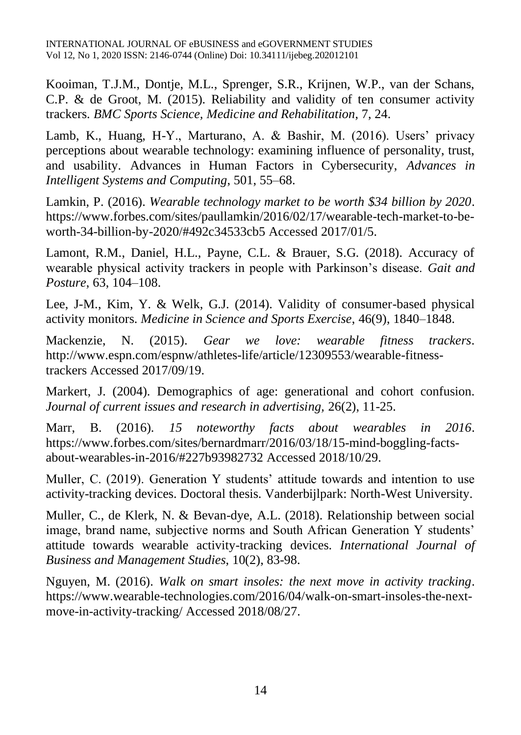Kooiman, T.J.M., Dontje, M.L., Sprenger, S.R., Krijnen, W.P., van der Schans, C.P. & de Groot, M. (2015). Reliability and validity of ten consumer activity trackers. *BMC Sports Science, Medicine and Rehabilitation*, 7, 24.

Lamb, K., Huang, H-Y., Marturano, A. & Bashir, M. (2016). Users' privacy perceptions about wearable technology: examining influence of personality, trust, and usability. Advances in Human Factors in Cybersecurity, *Advances in Intelligent Systems and Computing*, 501, 55–68.

Lamkin, P. (2016). *Wearable technology market to be worth $34 billion by 2020*. https://www.forbes.com/sites/paullamkin/2016/02/17/wearable-tech-market-to-be-worth-34-billion-by-2020/#492c34533cb5 Accessed 2017/01/5.

Lamont, R.M., Daniel, H.L., Payne, C.L. & Brauer, S.G. (2018). Accuracy of wearable physical activity trackers in people with Parkinson's disease. *Gait and Posture*, 63, 104–108.

Lee, J-M., Kim, Y. & Welk, G.J. (2014). Validity of consumer-based physical activity monitors. *Medicine in Science and Sports Exercise*, 46(9), 1840–1848.

Mackenzie, N. (2015). *Gear we love: wearable fitness trackers*. http://www.espn.com/espnw/athletes-life/article/12309553/wearable-fitness-trackers Accessed 2017/09/19.

Markert, J. (2004). Demographics of age: generational and cohort confusion. *Journal of current issues and research in advertising,* 26(2), 11-25.

Marr, B. (2016). *15 noteworthy facts about wearables in 2016*. https://www.forbes.com/sites/bernardmarr/2016/03/18/15-mind-boggling-facts-about-wearables-in-2016/#227b93982732 Accessed 2018/10/29.

Muller, C. (2019). Generation Y students' attitude towards and intention to use activity-tracking devices. Doctoral thesis. Vanderbijlpark: North-West University.

Muller, C., de Klerk, N. & Bevan-dye, A.L. (2018). Relationship between social image, brand name, subjective norms and South African Generation Y students' attitude towards wearable activity-tracking devices. *International Journal of Business and Management Studies*, 10(2), 83-98.

Nguyen, M. (2016). *Walk on smart insoles: the next move in activity tracking*. https://www.wearable-technologies.com/2016/04/walk-on-smart-insoles-the-next-move-in-activity-tracking/ Accessed 2018/08/27.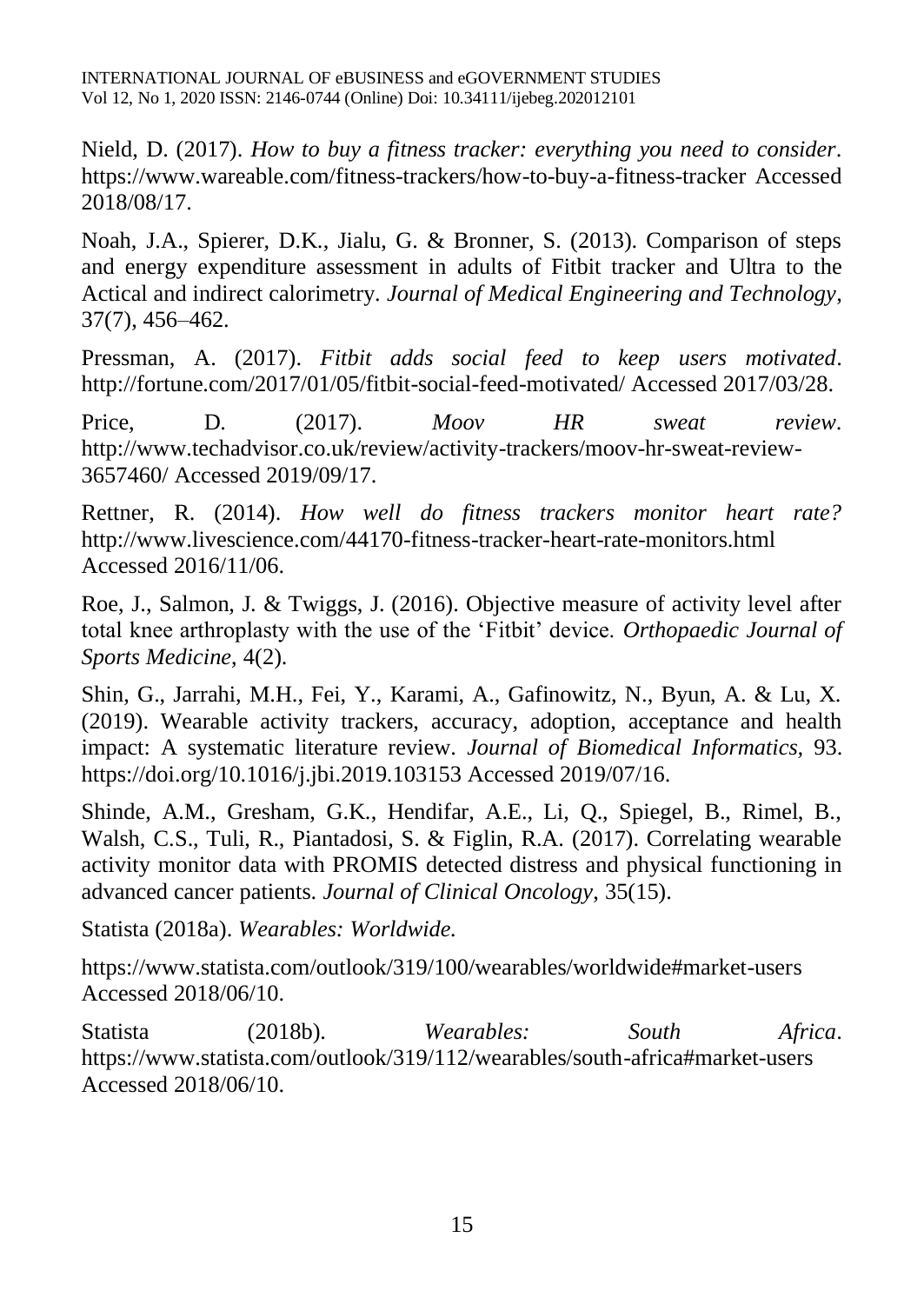Nield, D. (2017). *How to buy a fitness tracker: everything you need to consider*. https://www.wareable.com/fitness-trackers/how-to-buy-a-fitness-tracker Accessed 2018/08/17.

Noah, J.A., Spierer, D.K., Jialu, G. & Bronner, S. (2013). Comparison of steps and energy expenditure assessment in adults of Fitbit tracker and Ultra to the Actical and indirect calorimetry. *Journal of Medical Engineering and Technology*, 37(7), 456–462.

Pressman, A. (2017). *Fitbit adds social feed to keep users motivated*. http://fortune.com/2017/01/05/fitbit-social-feed-motivated/ Accessed 2017/03/28.

Price, D. (2017). *Moov HR sweat review*. http://www.techadvisor.co.uk/review/activity-trackers/moov-hr-sweat-review-3657460/ Accessed 2019/09/17.

Rettner, R. (2014). *How well do fitness trackers monitor heart rate?* http://www.livescience.com/44170-fitness-tracker-heart-rate-monitors.html Accessed 2016/11/06.

Roe, J., Salmon, J. & Twiggs, J. (2016). Objective measure of activity level after total knee arthroplasty with the use of the 'Fitbit' device. *Orthopaedic Journal of Sports Medicine*, 4(2).

Shin, G., Jarrahi, M.H., Fei, Y., Karami, A., Gafinowitz, N., Byun, A. & Lu, X. (2019). Wearable activity trackers, accuracy, adoption, acceptance and health impact: A systematic literature review. *Journal of Biomedical Informatics,* 93. https://doi.org/10.1016/j.jbi.2019.103153 Accessed 2019/07/16.

Shinde, A.M., Gresham, G.K., Hendifar, A.E., Li, Q., Spiegel, B., Rimel, B., Walsh, C.S., Tuli, R., Piantadosi, S. & Figlin, R.A. (2017). Correlating wearable activity monitor data with PROMIS detected distress and physical functioning in advanced cancer patients. *Journal of Clinical Oncology*, 35(15).

Statista (2018a). *Wearables: Worldwide.*

https://www.statista.com/outlook/319/100/wearables/worldwide#market-users Accessed 2018/06/10.

Statista (2018b). *Wearables: South Africa*. https://www.statista.com/outlook/319/112/wearables/south-africa#market-users Accessed 2018/06/10.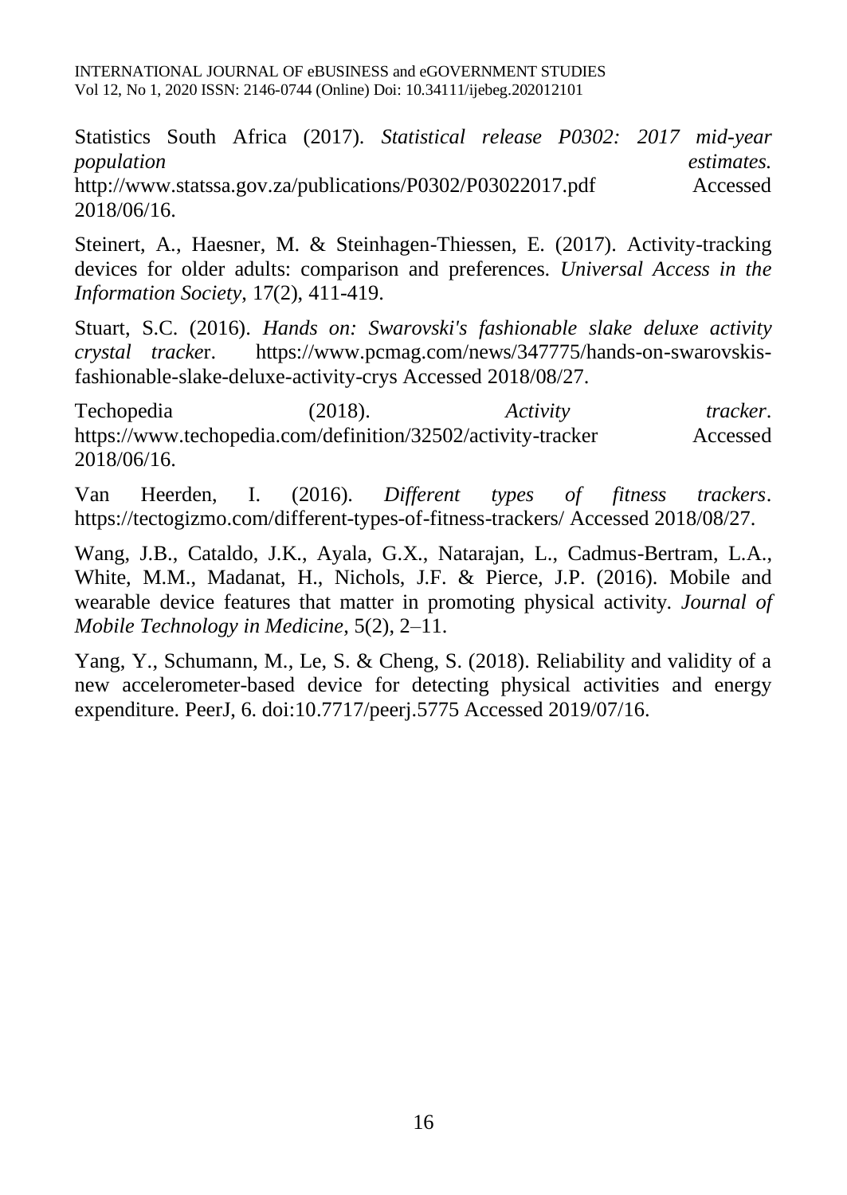Statistics South Africa (2017). *Statistical release P0302: 2017 mid-year population estimates.* http://www.statssa.gov.za/publications/P0302/P03022017.pdf Accessed 2018/06/16.

Steinert, A., Haesner, M. & Steinhagen-Thiessen, E. (2017). Activity-tracking devices for older adults: comparison and preferences. *Universal Access in the Information Society*, 17(2), 411-419.

Stuart, S.C. (2016). *Hands on: Swarovski's fashionable slake deluxe activity crystal tracker*. https://www.pcmag.com/news/347775/hands-on-swarovskis-fashionable-slake-deluxe-activity-crys Accessed 2018/08/27.

Techopedia (2018). *Activity tracker*. https://www.techopedia.com/definition/32502/activity-tracker Accessed 2018/06/16.

Van Heerden, I. (2016). *Different types of fitness trackers*. https://tectogizmo.com/different-types-of-fitness-trackers/ Accessed 2018/08/27.

Wang, J.B., Cataldo, J.K., Ayala, G.X., Natarajan, L., Cadmus-Bertram, L.A., White, M.M., Madanat, H., Nichols, J.F. & Pierce, J.P. (2016). Mobile and wearable device features that matter in promoting physical activity. *Journal of Mobile Technology in Medicine*, 5(2), 2–11.

Yang, Y., Schumann, M., Le, S. & Cheng, S. (2018). Reliability and validity of a new accelerometer-based device for detecting physical activities and energy expenditure. PeerJ, 6. doi:10.7717/peerj.5775 Accessed 2019/07/16.